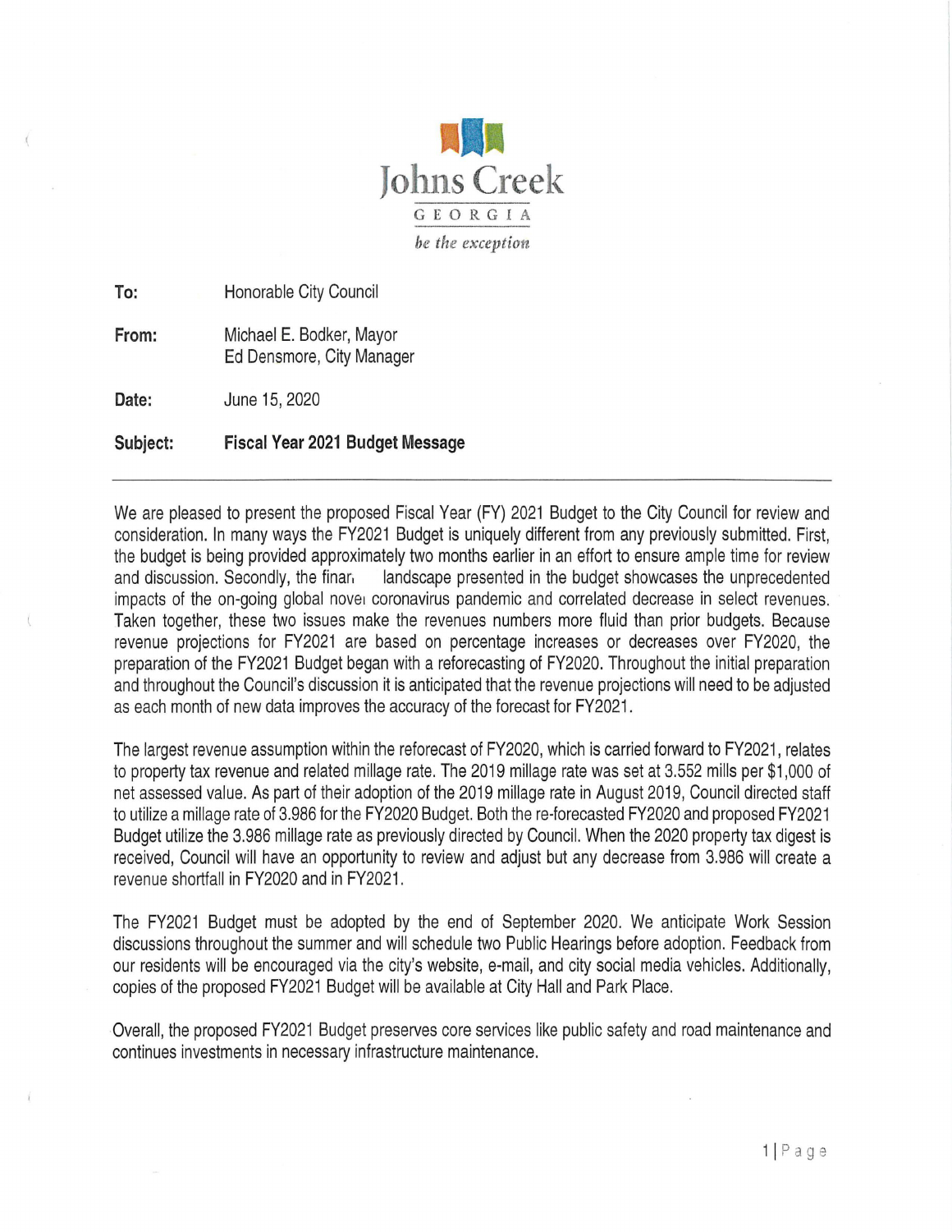Johns Creek
GEORGIA
*be the exception*

**To:** Honorable City Council

**From:** Michael E. Bodker, Mayor
Ed Densmore, City Manager

**Date:** June 15, 2020

**Subject:** **Fiscal Year 2021 Budget Message**

---

We are pleased to present the proposed Fiscal Year (FY) 2021 Budget to the City Council for review and consideration. In many ways the FY2021 Budget is uniquely different from any previously submitted. First, the budget is being provided approximately two months earlier in an effort to ensure ample time for review and discussion. Secondly, the financial landscape presented in the budget showcases the unprecedented impacts of the on-going global novel coronavirus pandemic and correlated decrease in select revenues. Taken together, these two issues make the revenues numbers more fluid than prior budgets. Because revenue projections for FY2021 are based on percentage increases or decreases over FY2020, the preparation of the FY2021 Budget began with a reforecasting of FY2020. Throughout the initial preparation and throughout the Council's discussion it is anticipated that the revenue projections will need to be adjusted as each month of new data improves the accuracy of the forecast for FY2021.

The largest revenue assumption within the reforecast of FY2020, which is carried forward to FY2021, relates to property tax revenue and related millage rate. The 2019 millage rate was set at 3.552 mills per $1,000 of net assessed value. As part of their adoption of the 2019 millage rate in August 2019, Council directed staff to utilize a millage rate of 3.986 for the FY2020 Budget. Both the re-forecasted FY2020 and proposed FY2021 Budget utilize the 3.986 millage rate as previously directed by Council. When the 2020 property tax digest is received, Council will have an opportunity to review and adjust but any decrease from 3.986 will create a revenue shortfall in FY2020 and in FY2021.

The FY2021 Budget must be adopted by the end of September 2020. We anticipate Work Session discussions throughout the summer and will schedule two Public Hearings before adoption. Feedback from our residents will be encouraged via the city's website, e-mail, and city social media vehicles. Additionally, copies of the proposed FY2021 Budget will be available at City Hall and Park Place.

Overall, the proposed FY2021 Budget preserves core services like public safety and road maintenance and continues investments in necessary infrastructure maintenance.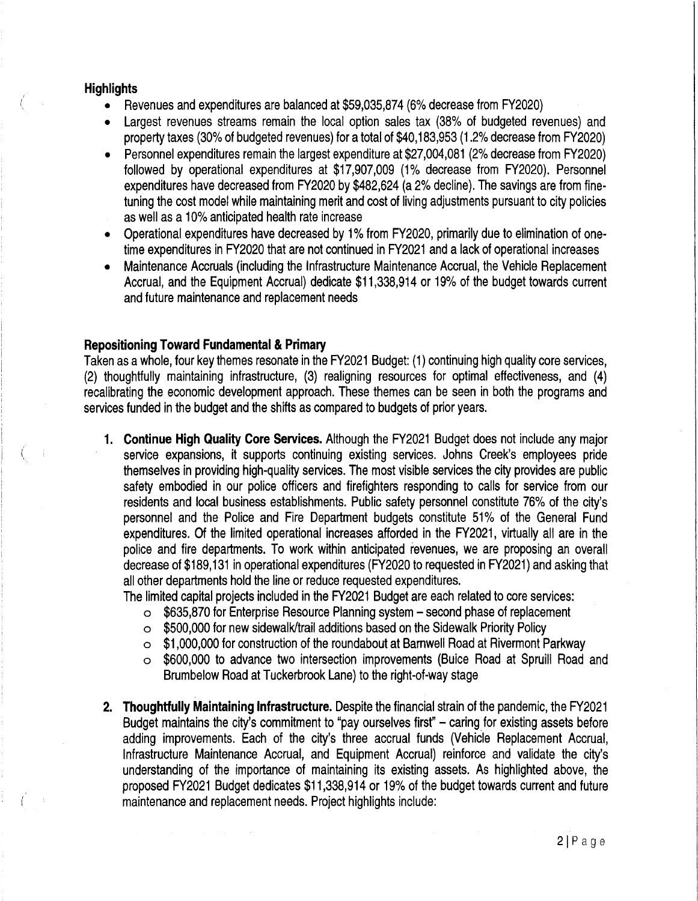## Highlights

- Revenues and expenditures are balanced at $59,035,874 (6% decrease from FY2020)
- Largest revenues streams remain the local option sales tax (38% of budgeted revenues) and property taxes (30% of budgeted revenues) for a total of $40,183,953 (1.2% decrease from FY2020)
- Personnel expenditures remain the largest expenditure at $27,004,081 (2% decrease from FY2020) followed by operational expenditures at $17,907,009 (1% decrease from FY2020). Personnel expenditures have decreased from FY2020 by $482,624 (a 2% decline). The savings are from fine-tuning the cost model while maintaining merit and cost of living adjustments pursuant to city policies as well as a 10% anticipated health rate increase
- Operational expenditures have decreased by 1% from FY2020, primarily due to elimination of one-time expenditures in FY2020 that are not continued in FY2021 and a lack of operational increases
- Maintenance Accruals (including the Infrastructure Maintenance Accrual, the Vehicle Replacement Accrual, and the Equipment Accrual) dedicate $11,338,914 or 19% of the budget towards current and future maintenance and replacement needs

## Repositioning Toward Fundamental & Primary

Taken as a whole, four key themes resonate in the FY2021 Budget: (1) continuing high quality core services, (2) thoughtfully maintaining infrastructure, (3) realigning resources for optimal effectiveness, and (4) recalibrating the economic development approach. These themes can be seen in both the programs and services funded in the budget and the shifts as compared to budgets of prior years.

1. **Continue High Quality Core Services.** Although the FY2021 Budget does not include any major service expansions, it supports continuing existing services. Johns Creek's employees pride themselves in providing high-quality services. The most visible services the city provides are public safety embodied in our police officers and firefighters responding to calls for service from our residents and local business establishments. Public safety personnel constitute 76% of the city's personnel and the Police and Fire Department budgets constitute 51% of the General Fund expenditures. Of the limited operational increases afforded in the FY2021, virtually all are in the police and fire departments. To work within anticipated revenues, we are proposing an overall decrease of $189,131 in operational expenditures (FY2020 to requested in FY2021) and asking that all other departments hold the line or reduce requested expenditures.

   The limited capital projects included in the FY2021 Budget are each related to core services:
   - $635,870 for Enterprise Resource Planning system – second phase of replacement
   - $500,000 for new sidewalk/trail additions based on the Sidewalk Priority Policy
   - $1,000,000 for construction of the roundabout at Barnwell Road at Rivermont Parkway
   - $600,000 to advance two intersection improvements (Buice Road at Spruill Road and Brumbelow Road at Tuckerbrook Lane) to the right-of-way stage

2. **Thoughtfully Maintaining Infrastructure.** Despite the financial strain of the pandemic, the FY2021 Budget maintains the city's commitment to "pay ourselves first" – caring for existing assets before adding improvements. Each of the city's three accrual funds (Vehicle Replacement Accrual, Infrastructure Maintenance Accrual, and Equipment Accrual) reinforce and validate the city's understanding of the importance of maintaining its existing assets. As highlighted above, the proposed FY2021 Budget dedicates $11,338,914 or 19% of the budget towards current and future maintenance and replacement needs. Project highlights include: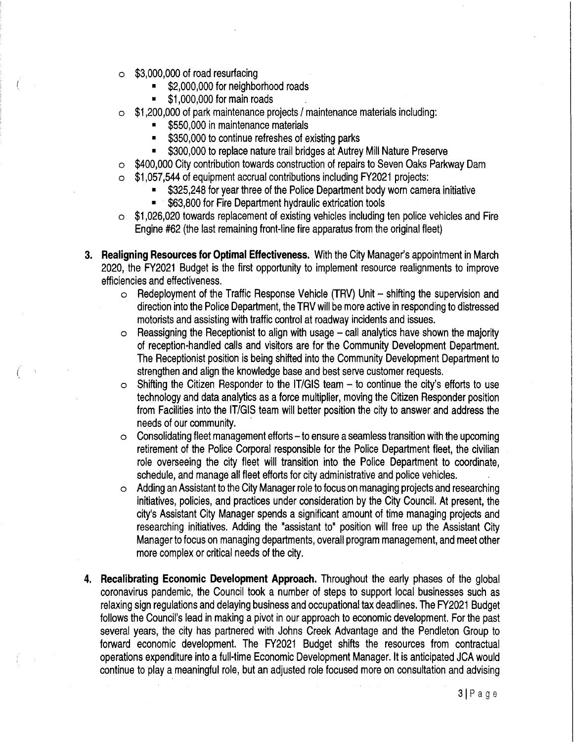- $3,000,000 of road resurfacing
  - $2,000,000 for neighborhood roads
  - $1,000,000 for main roads
- $1,200,000 of park maintenance projects / maintenance materials including:
  - $550,000 in maintenance materials
  - $350,000 to continue refreshes of existing parks
  - $300,000 to replace nature trail bridges at Autrey Mill Nature Preserve
- $400,000 City contribution towards construction of repairs to Seven Oaks Parkway Dam
- $1,057,544 of equipment accrual contributions including FY2021 projects:
  - $325,248 for year three of the Police Department body worn camera initiative
  - $63,800 for Fire Department hydraulic extrication tools
- $1,026,020 towards replacement of existing vehicles including ten police vehicles and Fire Engine #62 (the last remaining front-line fire apparatus from the original fleet)

3. **Realigning Resources for Optimal Effectiveness.** With the City Manager's appointment in March 2020, the FY2021 Budget is the first opportunity to implement resource realignments to improve efficiencies and effectiveness.
   - Redeployment of the Traffic Response Vehicle (TRV) Unit – shifting the supervision and direction into the Police Department, the TRV will be more active in responding to distressed motorists and assisting with traffic control at roadway incidents and issues.
   - Reassigning the Receptionist to align with usage – call analytics have shown the majority of reception-handled calls and visitors are for the Community Development Department. The Receptionist position is being shifted into the Community Development Department to strengthen and align the knowledge base and best serve customer requests.
   - Shifting the Citizen Responder to the IT/GIS team – to continue the city's efforts to use technology and data analytics as a force multiplier, moving the Citizen Responder position from Facilities into the IT/GIS team will better position the city to answer and address the needs of our community.
   - Consolidating fleet management efforts – to ensure a seamless transition with the upcoming retirement of the Police Corporal responsible for the Police Department fleet, the civilian role overseeing the city fleet will transition into the Police Department to coordinate, schedule, and manage all fleet efforts for city administrative and police vehicles.
   - Adding an Assistant to the City Manager role to focus on managing projects and researching initiatives, policies, and practices under consideration by the City Council. At present, the city's Assistant City Manager spends a significant amount of time managing projects and researching initiatives. Adding the "assistant to" position will free up the Assistant City Manager to focus on managing departments, overall program management, and meet other more complex or critical needs of the city.

4. **Recalibrating Economic Development Approach.** Throughout the early phases of the global coronavirus pandemic, the Council took a number of steps to support local businesses such as relaxing sign regulations and delaying business and occupational tax deadlines. The FY2021 Budget follows the Council's lead in making a pivot in our approach to economic development. For the past several years, the city has partnered with Johns Creek Advantage and the Pendleton Group to forward economic development. The FY2021 Budget shifts the resources from contractual operations expenditure into a full-time Economic Development Manager. It is anticipated JCA would continue to play a meaningful role, but an adjusted role focused more on consultation and advising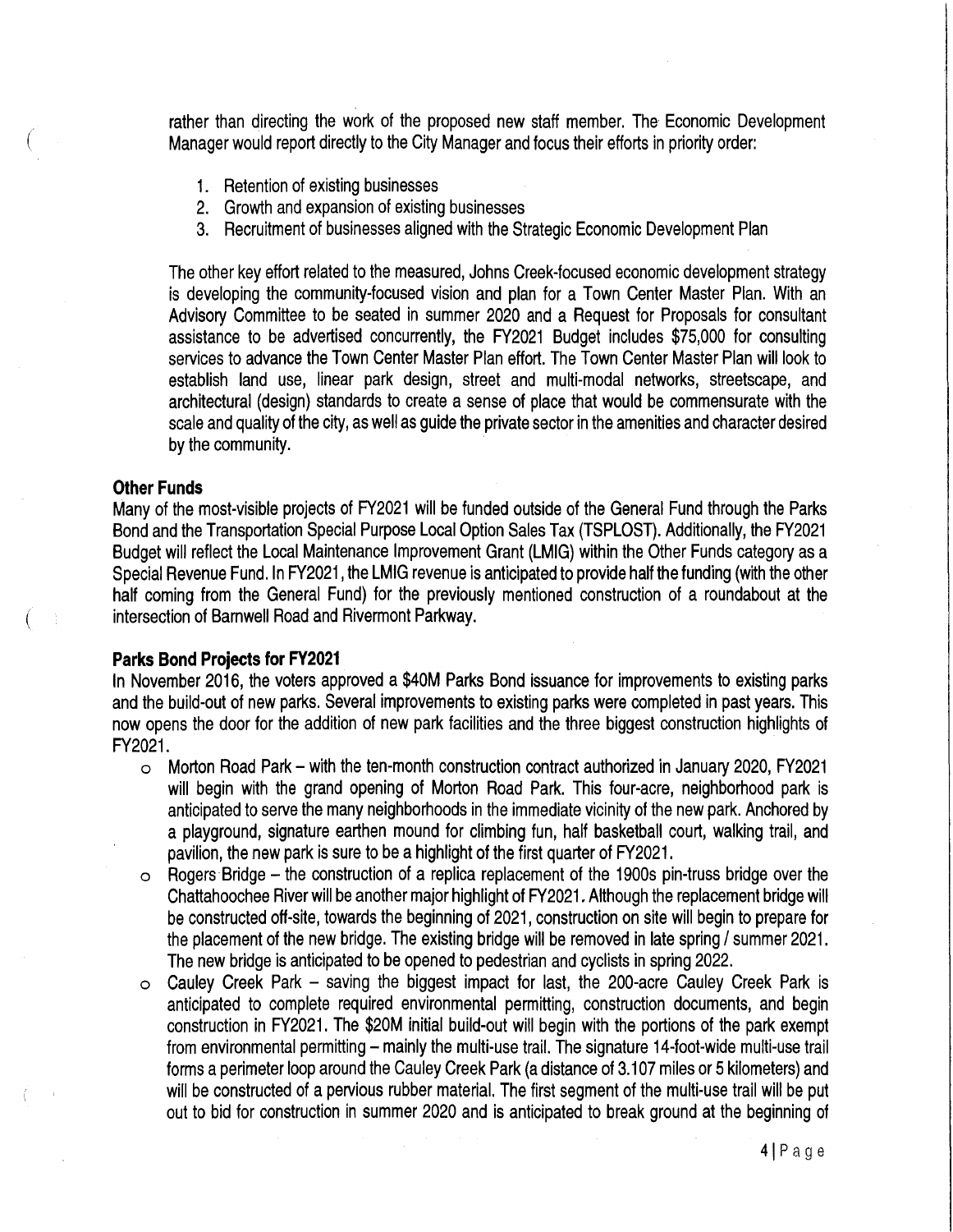rather than directing the work of the proposed new staff member. The Economic Development Manager would report directly to the City Manager and focus their efforts in priority order:

1. Retention of existing businesses
2. Growth and expansion of existing businesses
3. Recruitment of businesses aligned with the Strategic Economic Development Plan

The other key effort related to the measured, Johns Creek-focused economic development strategy is developing the community-focused vision and plan for a Town Center Master Plan. With an Advisory Committee to be seated in summer 2020 and a Request for Proposals for consultant assistance to be advertised concurrently, the FY2021 Budget includes $75,000 for consulting services to advance the Town Center Master Plan effort. The Town Center Master Plan will look to establish land use, linear park design, street and multi-modal networks, streetscape, and architectural (design) standards to create a sense of place that would be commensurate with the scale and quality of the city, as well as guide the private sector in the amenities and character desired by the community.

**Other Funds**

Many of the most-visible projects of FY2021 will be funded outside of the General Fund through the Parks Bond and the Transportation Special Purpose Local Option Sales Tax (TSPLOST). Additionally, the FY2021 Budget will reflect the Local Maintenance Improvement Grant (LMIG) within the Other Funds category as a Special Revenue Fund. In FY2021, the LMIG revenue is anticipated to provide half the funding (with the other half coming from the General Fund) for the previously mentioned construction of a roundabout at the intersection of Barnwell Road and Rivermont Parkway.

**Parks Bond Projects for FY2021**

In November 2016, the voters approved a $40M Parks Bond issuance for improvements to existing parks and the build-out of new parks. Several improvements to existing parks were completed in past years. This now opens the door for the addition of new park facilities and the three biggest construction highlights of FY2021.

- Morton Road Park – with the ten-month construction contract authorized in January 2020, FY2021 will begin with the grand opening of Morton Road Park. This four-acre, neighborhood park is anticipated to serve the many neighborhoods in the immediate vicinity of the new park. Anchored by a playground, signature earthen mound for climbing fun, half basketball court, walking trail, and pavilion, the new park is sure to be a highlight of the first quarter of FY2021.
- Rogers Bridge – the construction of a replica replacement of the 1900s pin-truss bridge over the Chattahoochee River will be another major highlight of FY2021. Although the replacement bridge will be constructed off-site, towards the beginning of 2021, construction on site will begin to prepare for the placement of the new bridge. The existing bridge will be removed in late spring / summer 2021. The new bridge is anticipated to be opened to pedestrian and cyclists in spring 2022.
- Cauley Creek Park – saving the biggest impact for last, the 200-acre Cauley Creek Park is anticipated to complete required environmental permitting, construction documents, and begin construction in FY2021. The $20M initial build-out will begin with the portions of the park exempt from environmental permitting – mainly the multi-use trail. The signature 14-foot-wide multi-use trail forms a perimeter loop around the Cauley Creek Park (a distance of 3.107 miles or 5 kilometers) and will be constructed of a pervious rubber material. The first segment of the multi-use trail will be put out to bid for construction in summer 2020 and is anticipated to break ground at the beginning of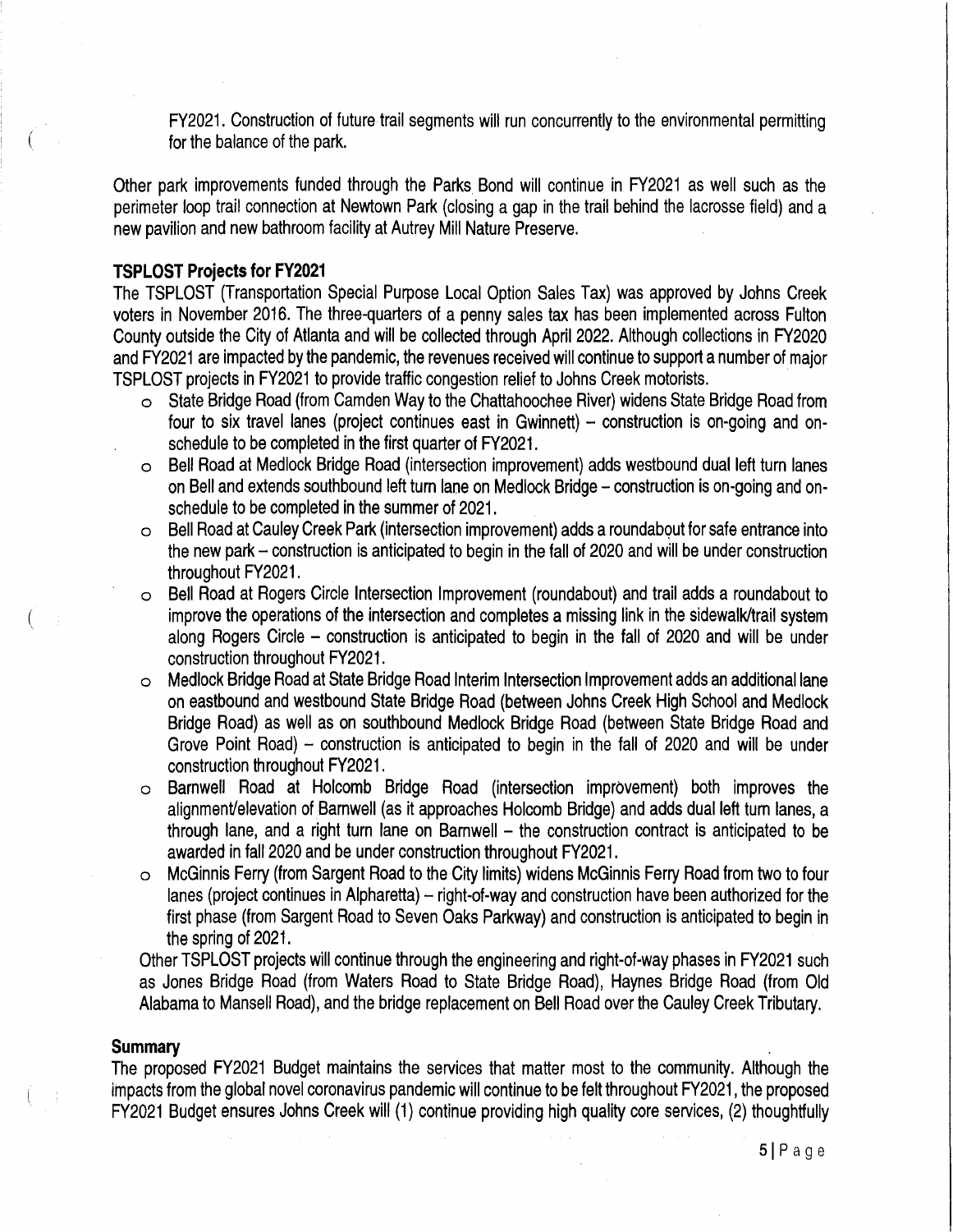FY2021. Construction of future trail segments will run concurrently to the environmental permitting for the balance of the park.

Other park improvements funded through the Parks Bond will continue in FY2021 as well such as the perimeter loop trail connection at Newtown Park (closing a gap in the trail behind the lacrosse field) and a new pavilion and new bathroom facility at Autrey Mill Nature Preserve.

### TSPLOST Projects for FY2021

The TSPLOST (Transportation Special Purpose Local Option Sales Tax) was approved by Johns Creek voters in November 2016. The three-quarters of a penny sales tax has been implemented across Fulton County outside the City of Atlanta and will be collected through April 2022. Although collections in FY2020 and FY2021 are impacted by the pandemic, the revenues received will continue to support a number of major TSPLOST projects in FY2021 to provide traffic congestion relief to Johns Creek motorists.

- State Bridge Road (from Camden Way to the Chattahoochee River) widens State Bridge Road from four to six travel lanes (project continues east in Gwinnett) – construction is on-going and on-schedule to be completed in the first quarter of FY2021.
- Bell Road at Medlock Bridge Road (intersection improvement) adds westbound dual left turn lanes on Bell and extends southbound left turn lane on Medlock Bridge – construction is on-going and on-schedule to be completed in the summer of 2021.
- Bell Road at Cauley Creek Park (intersection improvement) adds a roundabout for safe entrance into the new park – construction is anticipated to begin in the fall of 2020 and will be under construction throughout FY2021.
- Bell Road at Rogers Circle Intersection Improvement (roundabout) and trail adds a roundabout to improve the operations of the intersection and completes a missing link in the sidewalk/trail system along Rogers Circle – construction is anticipated to begin in the fall of 2020 and will be under construction throughout FY2021.
- Medlock Bridge Road at State Bridge Road Interim Intersection Improvement adds an additional lane on eastbound and westbound State Bridge Road (between Johns Creek High School and Medlock Bridge Road) as well as on southbound Medlock Bridge Road (between State Bridge Road and Grove Point Road) – construction is anticipated to begin in the fall of 2020 and will be under construction throughout FY2021.
- Barnwell Road at Holcomb Bridge Road (intersection improvement) both improves the alignment/elevation of Barnwell (as it approaches Holcomb Bridge) and adds dual left turn lanes, a through lane, and a right turn lane on Barnwell – the construction contract is anticipated to be awarded in fall 2020 and be under construction throughout FY2021.
- McGinnis Ferry (from Sargent Road to the City limits) widens McGinnis Ferry Road from two to four lanes (project continues in Alpharetta) – right-of-way and construction have been authorized for the first phase (from Sargent Road to Seven Oaks Parkway) and construction is anticipated to begin in the spring of 2021.

Other TSPLOST projects will continue through the engineering and right-of-way phases in FY2021 such as Jones Bridge Road (from Waters Road to State Bridge Road), Haynes Bridge Road (from Old Alabama to Mansell Road), and the bridge replacement on Bell Road over the Cauley Creek Tributary.

### Summary

The proposed FY2021 Budget maintains the services that matter most to the community. Although the impacts from the global novel coronavirus pandemic will continue to be felt throughout FY2021, the proposed FY2021 Budget ensures Johns Creek will (1) continue providing high quality core services, (2) thoughtfully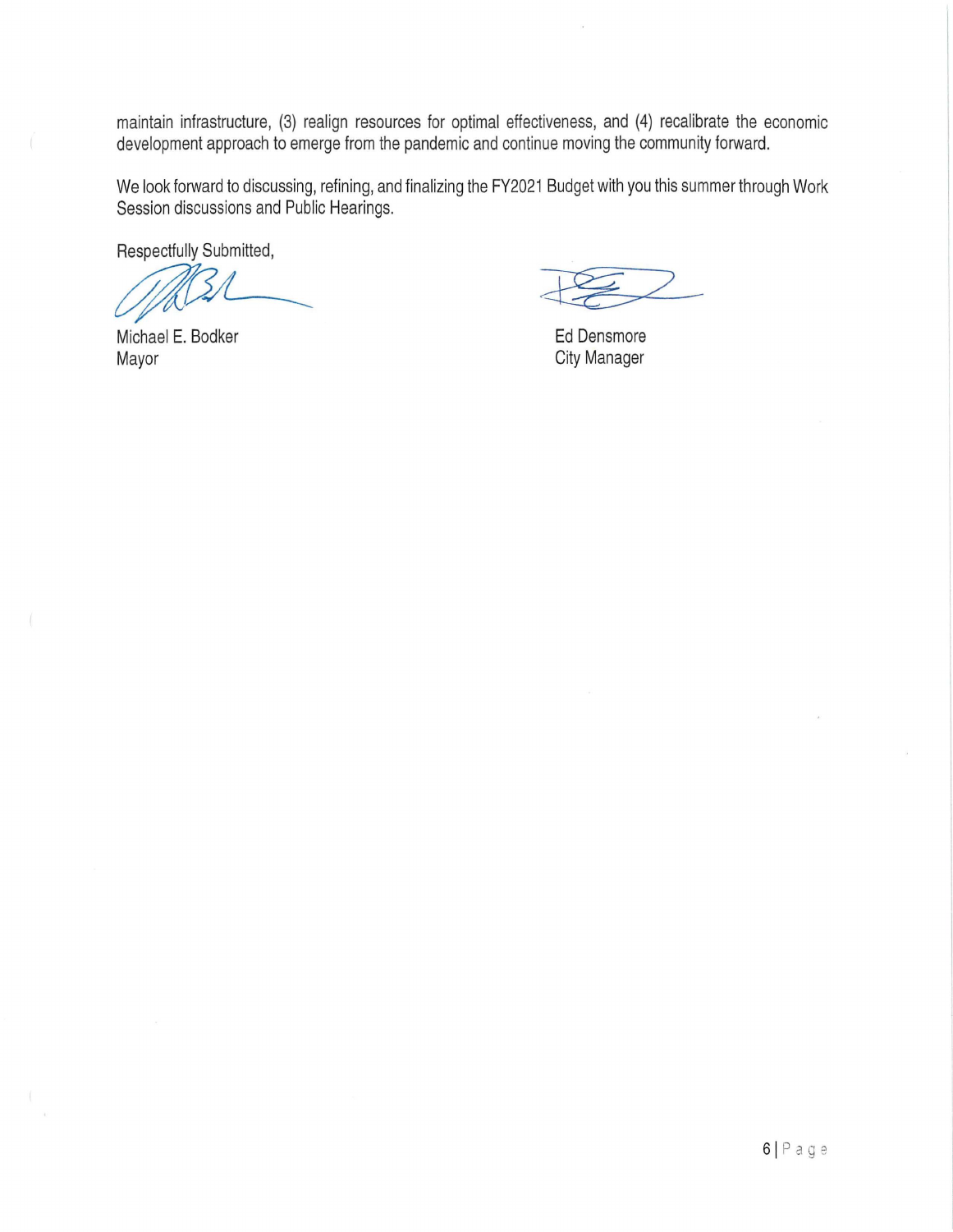maintain infrastructure, (3) realign resources for optimal effectiveness, and (4) recalibrate the economic development approach to emerge from the pandemic and continue moving the community forward.

We look forward to discussing, refining, and finalizing the FY2021 Budget with you this summer through Work Session discussions and Public Hearings.

Respectfully Submitted,

Michael E. Bodker
Mayor

Ed Densmore
City Manager